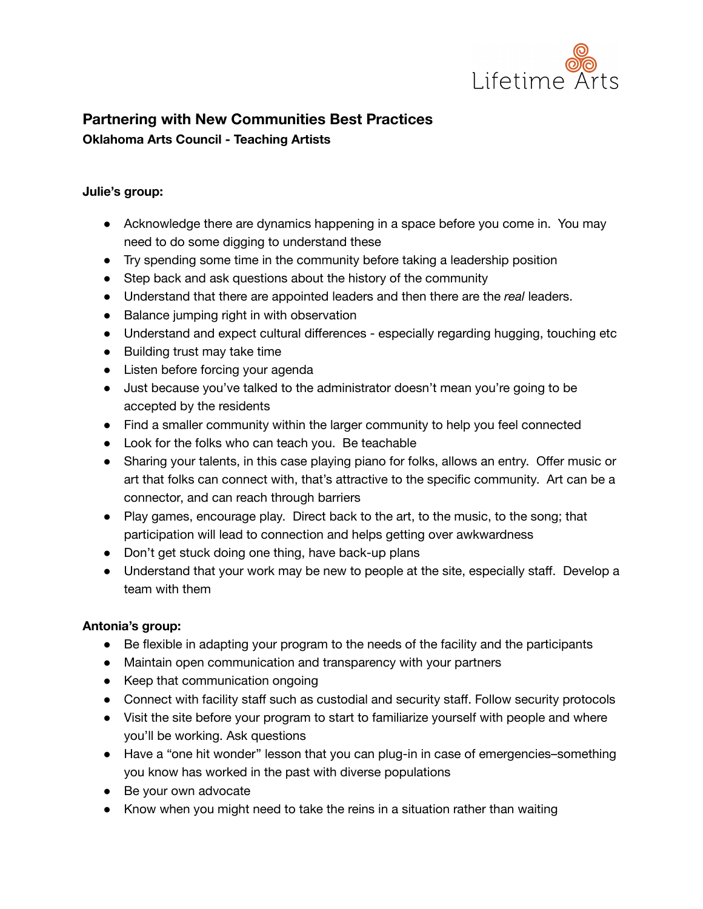Lifetime Arts

# Partnering with New Communities Best Practices

**Oklahoma Arts Council - Teaching Artists**

**Julie's group:**

- Acknowledge there are dynamics happening in a space before you come in. You may need to do some digging to understand these
- Try spending some time in the community before taking a leadership position
- Step back and ask questions about the history of the community
- Understand that there are appointed leaders and then there are the *real* leaders.
- Balance jumping right in with observation
- Understand and expect cultural differences - especially regarding hugging, touching etc
- Building trust may take time
- Listen before forcing your agenda
- Just because you've talked to the administrator doesn't mean you're going to be accepted by the residents
- Find a smaller community within the larger community to help you feel connected
- Look for the folks who can teach you. Be teachable
- Sharing your talents, in this case playing piano for folks, allows an entry. Offer music or art that folks can connect with, that's attractive to the specific community. Art can be a connector, and can reach through barriers
- Play games, encourage play. Direct back to the art, to the music, to the song; that participation will lead to connection and helps getting over awkwardness
- Don't get stuck doing one thing, have back-up plans
- Understand that your work may be new to people at the site, especially staff. Develop a team with them

**Antonia's group:**

- Be flexible in adapting your program to the needs of the facility and the participants
- Maintain open communication and transparency with your partners
- Keep that communication ongoing
- Connect with facility staff such as custodial and security staff. Follow security protocols
- Visit the site before your program to start to familiarize yourself with people and where you'll be working. Ask questions
- Have a "one hit wonder" lesson that you can plug-in in case of emergencies–something you know has worked in the past with diverse populations
- Be your own advocate
- Know when you might need to take the reins in a situation rather than waiting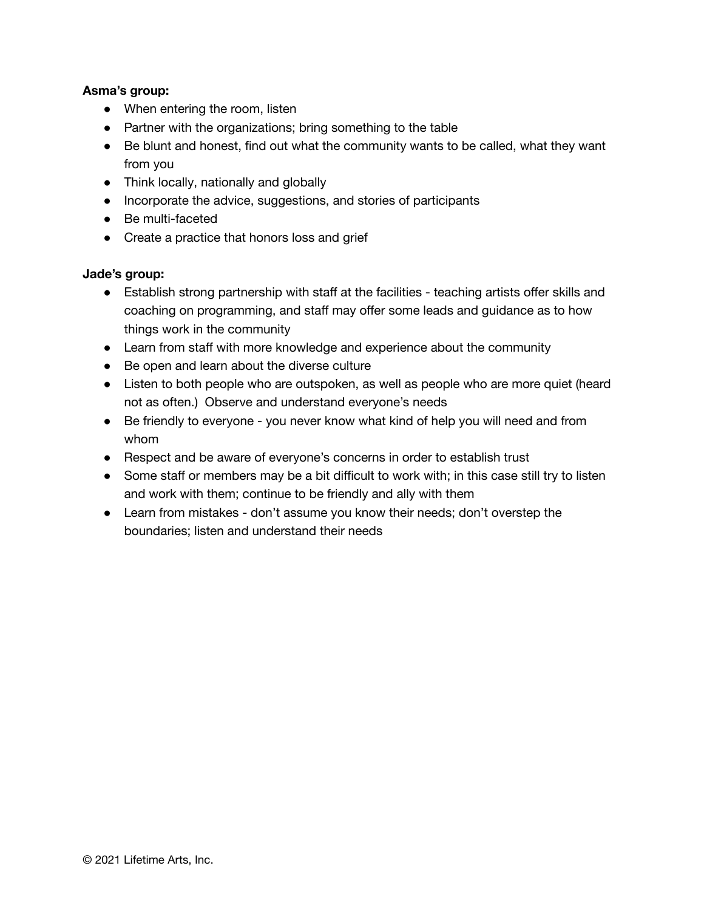**Asma's group:**

- When entering the room, listen
- Partner with the organizations; bring something to the table
- Be blunt and honest, find out what the community wants to be called, what they want from you
- Think locally, nationally and globally
- Incorporate the advice, suggestions, and stories of participants
- Be multi-faceted
- Create a practice that honors loss and grief

**Jade's group:**

- Establish strong partnership with staff at the facilities - teaching artists offer skills and coaching on programming, and staff may offer some leads and guidance as to how things work in the community
- Learn from staff with more knowledge and experience about the community
- Be open and learn about the diverse culture
- Listen to both people who are outspoken, as well as people who are more quiet (heard not as often.) Observe and understand everyone's needs
- Be friendly to everyone - you never know what kind of help you will need and from whom
- Respect and be aware of everyone's concerns in order to establish trust
- Some staff or members may be a bit difficult to work with; in this case still try to listen and work with them; continue to be friendly and ally with them
- Learn from mistakes - don't assume you know their needs; don't overstep the boundaries; listen and understand their needs

© 2021 Lifetime Arts, Inc.